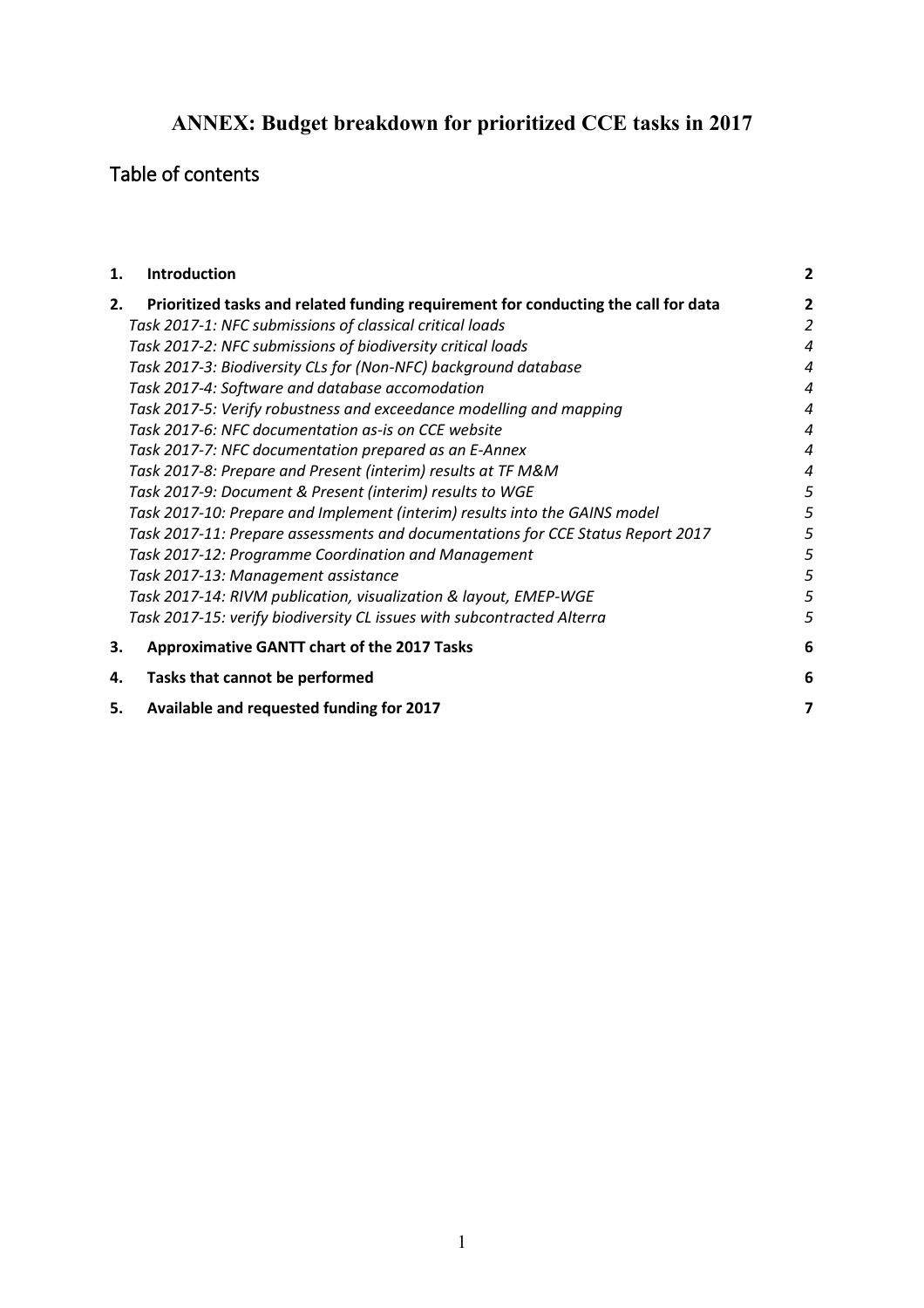# ANNEX: Budget breakdown for prioritized CCE tasks in 2017

## Table of contents

**1. Introduction** **2**

**2. Prioritized tasks and related funding requirement for conducting the call for data** **2**

- *Task 2017-1: NFC submissions of classical critical loads* *2*
- *Task 2017-2: NFC submissions of biodiversity critical loads* *4*
- *Task 2017-3: Biodiversity CLs for (Non-NFC) background database* *4*
- *Task 2017-4: Software and database accomodation* *4*
- *Task 2017-5: Verify robustness and exceedance modelling and mapping* *4*
- *Task 2017-6: NFC documentation as-is on CCE website* *4*
- *Task 2017-7: NFC documentation prepared as an E-Annex* *4*
- *Task 2017-8: Prepare and Present (interim) results at TF M&M* *4*
- *Task 2017-9: Document & Present (interim) results to WGE* *5*
- *Task 2017-10: Prepare and Implement (interim) results into the GAINS model* *5*
- *Task 2017-11: Prepare assessments and documentations for CCE Status Report 2017* *5*
- *Task 2017-12: Programme Coordination and Management* *5*
- *Task 2017-13: Management assistance* *5*
- *Task 2017-14: RIVM publication, visualization & layout, EMEP-WGE* *5*
- *Task 2017-15: verify biodiversity CL issues with subcontracted Alterra* *5*

**3. Approximative GANTT chart of the 2017 Tasks** **6**

**4. Tasks that cannot be performed** **6**

**5. Available and requested funding for 2017** **7**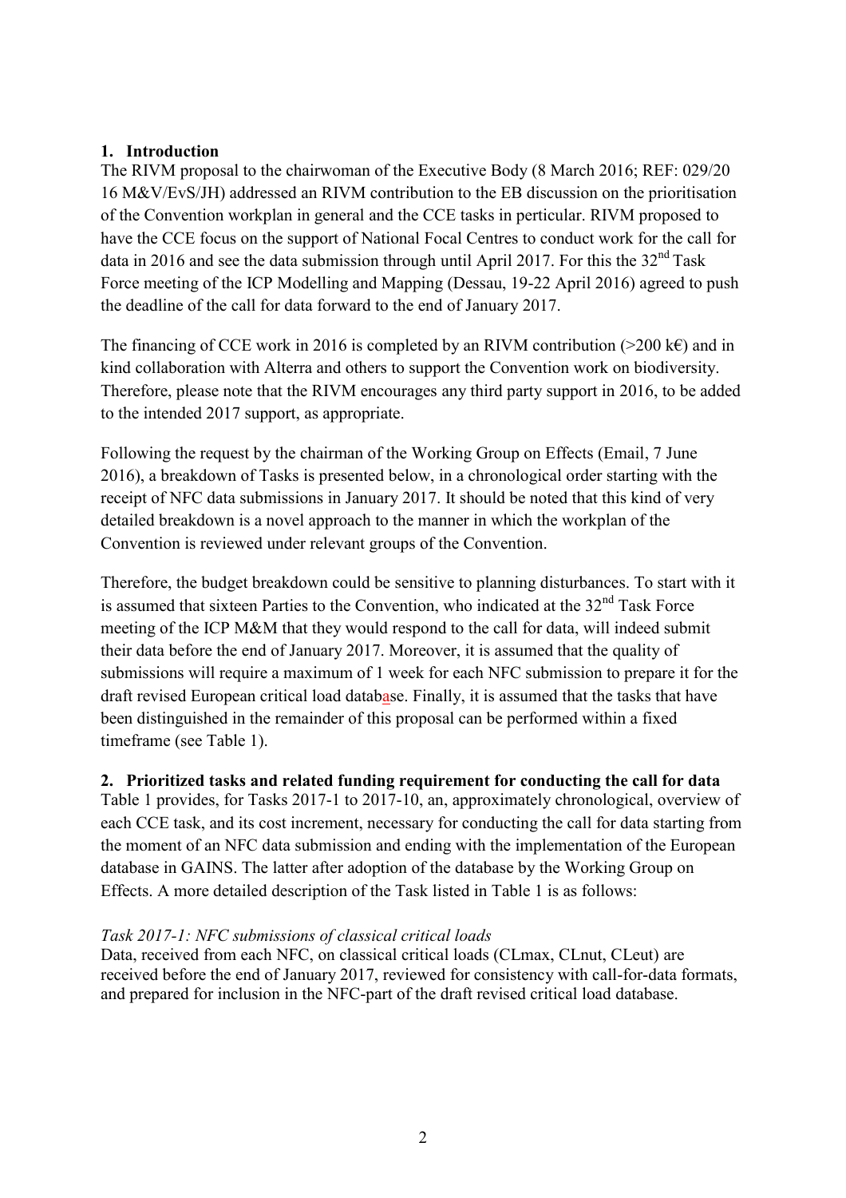## 1. Introduction

The RIVM proposal to the chairwoman of the Executive Body (8 March 2016; REF: 029/20 16 M&V/EvS/JH) addressed an RIVM contribution to the EB discussion on the prioritisation of the Convention workplan in general and the CCE tasks in particular. RIVM proposed to have the CCE focus on the support of National Focal Centres to conduct work for the call for data in 2016 and see the data submission through until April 2017. For this the 32nd Task Force meeting of the ICP Modelling and Mapping (Dessau, 19-22 April 2016) agreed to push the deadline of the call for data forward to the end of January 2017.

The financing of CCE work in 2016 is completed by an RIVM contribution (>200 k€) and in kind collaboration with Alterra and others to support the Convention work on biodiversity. Therefore, please note that the RIVM encourages any third party support in 2016, to be added to the intended 2017 support, as appropriate.

Following the request by the chairman of the Working Group on Effects (Email, 7 June 2016), a breakdown of Tasks is presented below, in a chronological order starting with the receipt of NFC data submissions in January 2017. It should be noted that this kind of very detailed breakdown is a novel approach to the manner in which the workplan of the Convention is reviewed under relevant groups of the Convention.

Therefore, the budget breakdown could be sensitive to planning disturbances. To start with it is assumed that sixteen Parties to the Convention, who indicated at the 32nd Task Force meeting of the ICP M&M that they would respond to the call for data, will indeed submit their data before the end of January 2017. Moreover, it is assumed that the quality of submissions will require a maximum of 1 week for each NFC submission to prepare it for the draft revised European critical load database. Finally, it is assumed that the tasks that have been distinguished in the remainder of this proposal can be performed within a fixed timeframe (see Table 1).

## 2. Prioritized tasks and related funding requirement for conducting the call for data

Table 1 provides, for Tasks 2017-1 to 2017-10, an, approximately chronological, overview of each CCE task, and its cost increment, necessary for conducting the call for data starting from the moment of an NFC data submission and ending with the implementation of the European database in GAINS. The latter after adoption of the database by the Working Group on Effects. A more detailed description of the Task listed in Table 1 is as follows:

*Task 2017-1: NFC submissions of classical critical loads*

Data, received from each NFC, on classical critical loads (CLmax, CLnut, CLeut) are received before the end of January 2017, reviewed for consistency with call-for-data formats, and prepared for inclusion in the NFC-part of the draft revised critical load database.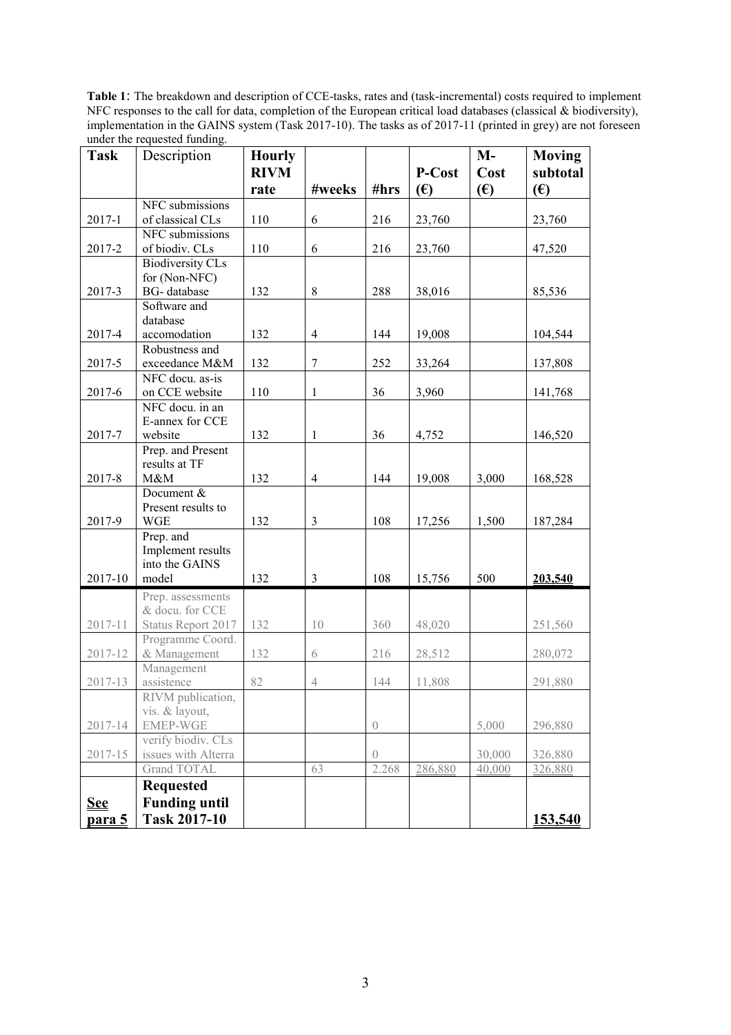**Table 1**: The breakdown and description of CCE-tasks, rates and (task-incremental) costs required to implement NFC responses to the call for data, completion of the European critical load databases (classical & biodiversity), implementation in the GAINS system (Task 2017-10). The tasks as of 2017-11 (printed in grey) are not foreseen under the requested funding.

| Task | Description | Hourly RIVM rate | #weeks | #hrs | P-Cost (€) | M-Cost (€) | Moving subtotal (€) |
|---|---|---|---|---|---|---|---|
| 2017-1 | NFC submissions of classical CLs | 110 | 6 | 216 | 23,760 | | 23,760 |
| 2017-2 | NFC submissions of biodiv. CLs | 110 | 6 | 216 | 23,760 | | 47,520 |
| 2017-3 | Biodiversity CLs for (Non-NFC) BG- database | 132 | 8 | 288 | 38,016 | | 85,536 |
| 2017-4 | Software and database accomodation | 132 | 4 | 144 | 19,008 | | 104,544 |
| 2017-5 | Robustness and exceedance M&M | 132 | 7 | 252 | 33,264 | | 137,808 |
| 2017-6 | NFC docu. as-is on CCE website | 110 | 1 | 36 | 3,960 | | 141,768 |
| 2017-7 | NFC docu. in an E-annex for CCE website | 132 | 1 | 36 | 4,752 | | 146,520 |
| 2017-8 | Prep. and Present results at TF M&M | 132 | 4 | 144 | 19,008 | 3,000 | 168,528 |
| 2017-9 | Document & Present results to WGE | 132 | 3 | 108 | 17,256 | 1,500 | 187,284 |
| 2017-10 | Prep. and Implement results into the GAINS model | 132 | 3 | 108 | 15,756 | 500 | **203,540** |
| 2017-11 | Prep. assessments & docu. for CCE Status Report 2017 | 132 | 10 | 360 | 48,020 | | 251,560 |
| 2017-12 | Programme Coord. & Management | 132 | 6 | 216 | 28,512 | | 280,072 |
| 2017-13 | Management assistence | 82 | 4 | 144 | 11,808 | | 291,880 |
| 2017-14 | RIVM publication, vis. & layout, EMEP-WGE | | | 0 | | 5,000 | 296,880 |
| 2017-15 | verify biodiv. CLs issues with Alterra | | | 0 | | 30,000 | 326,880 |
| | Grand TOTAL | | 63 | 2.268 | 286,880 | 40,000 | 326,880 |
| **See para 5** | **Requested Funding until Task 2017-10** | | | | | | **153,540** |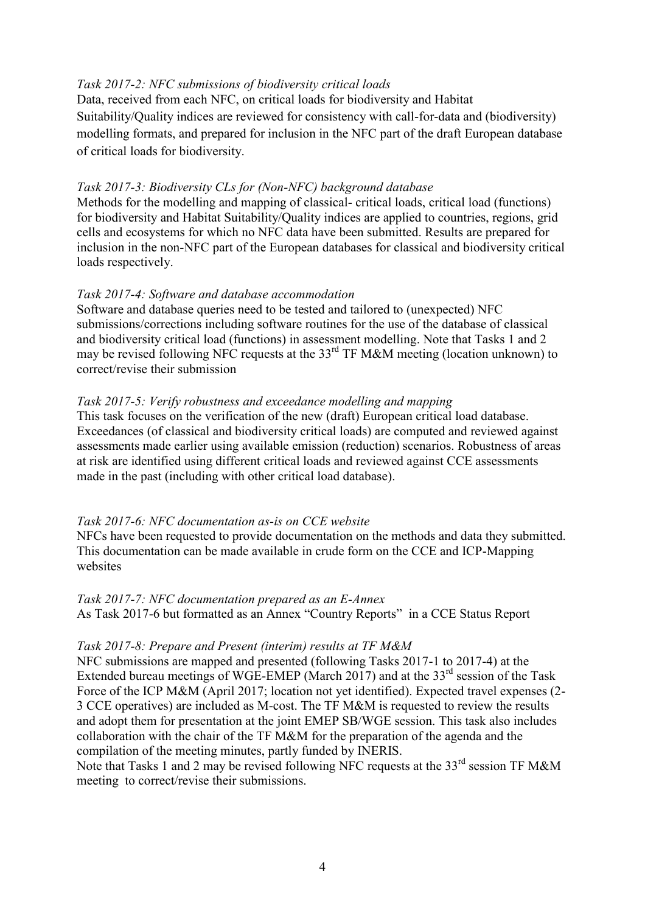*Task 2017-2: NFC submissions of biodiversity critical loads*
Data, received from each NFC, on critical loads for biodiversity and Habitat Suitability/Quality indices are reviewed for consistency with call-for-data and (biodiversity) modelling formats, and prepared for inclusion in the NFC part of the draft European database of critical loads for biodiversity.

*Task 2017-3: Biodiversity CLs for (Non-NFC) background database*
Methods for the modelling and mapping of classical- critical loads, critical load (functions) for biodiversity and Habitat Suitability/Quality indices are applied to countries, regions, grid cells and ecosystems for which no NFC data have been submitted. Results are prepared for inclusion in the non-NFC part of the European databases for classical and biodiversity critical loads respectively.

*Task 2017-4: Software and database accommodation*
Software and database queries need to be tested and tailored to (unexpected) NFC submissions/corrections including software routines for the use of the database of classical and biodiversity critical load (functions) in assessment modelling. Note that Tasks 1 and 2 may be revised following NFC requests at the 33rd TF M&M meeting (location unknown) to correct/revise their submission

*Task 2017-5: Verify robustness and exceedance modelling and mapping*
This task focuses on the verification of the new (draft) European critical load database. Exceedances (of classical and biodiversity critical loads) are computed and reviewed against assessments made earlier using available emission (reduction) scenarios. Robustness of areas at risk are identified using different critical loads and reviewed against CCE assessments made in the past (including with other critical load database).

*Task 2017-6: NFC documentation as-is on CCE website*
NFCs have been requested to provide documentation on the methods and data they submitted. This documentation can be made available in crude form on the CCE and ICP-Mapping websites

*Task 2017-7: NFC documentation prepared as an E-Annex*
As Task 2017-6 but formatted as an Annex "Country Reports" in a CCE Status Report

*Task 2017-8: Prepare and Present (interim) results at TF M&M*
NFC submissions are mapped and presented (following Tasks 2017-1 to 2017-4) at the Extended bureau meetings of WGE-EMEP (March 2017) and at the 33rd session of the Task Force of the ICP M&M (April 2017; location not yet identified). Expected travel expenses (2-3 CCE operatives) are included as M-cost. The TF M&M is requested to review the results and adopt them for presentation at the joint EMEP SB/WGE session. This task also includes collaboration with the chair of the TF M&M for the preparation of the agenda and the compilation of the meeting minutes, partly funded by INERIS.
Note that Tasks 1 and 2 may be revised following NFC requests at the 33rd session TF M&M meeting to correct/revise their submissions.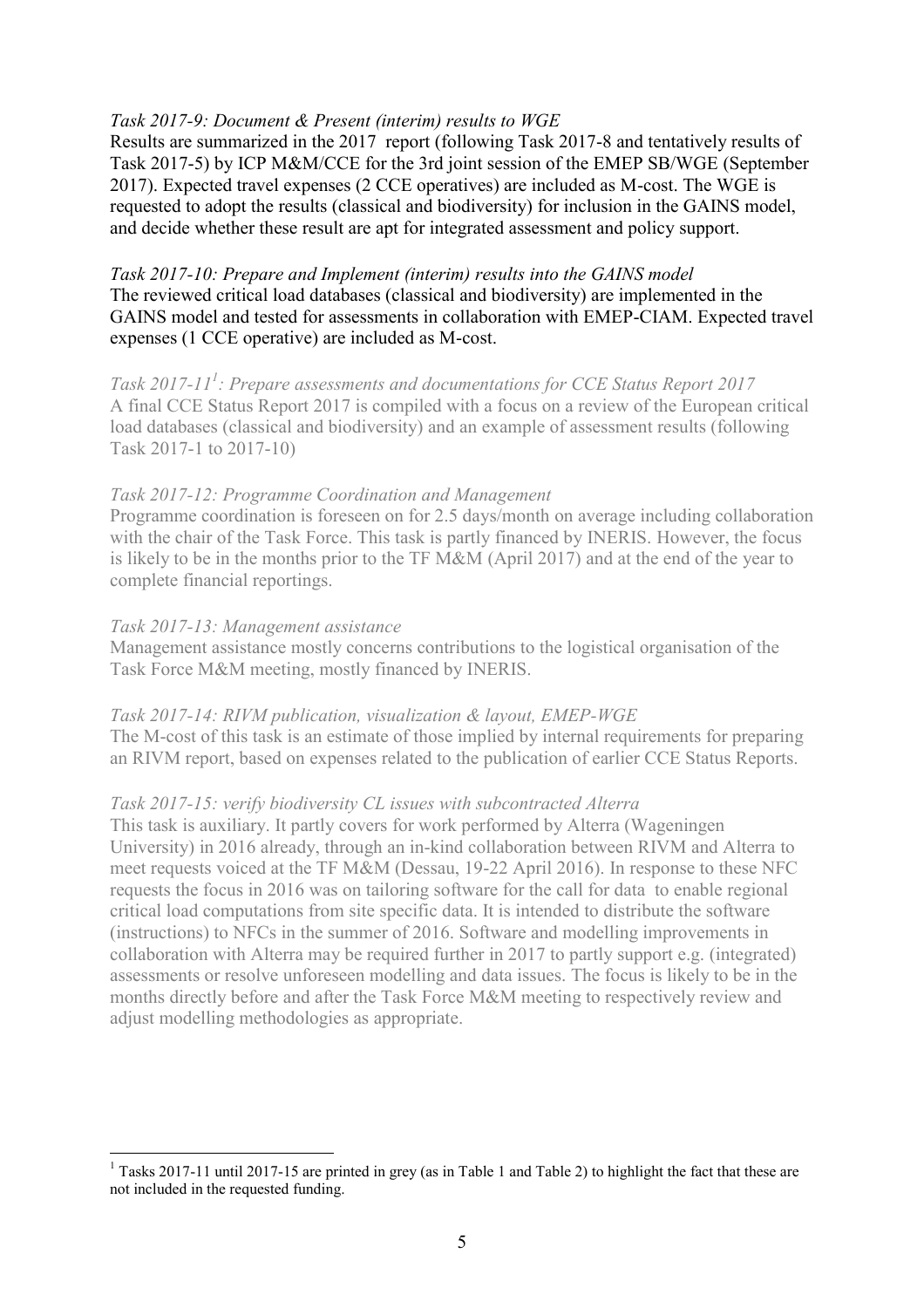*Task 2017-9: Document & Present (interim) results to WGE*

Results are summarized in the 2017 report (following Task 2017-8 and tentatively results of Task 2017-5) by ICP M&M/CCE for the 3rd joint session of the EMEP SB/WGE (September 2017). Expected travel expenses (2 CCE operatives) are included as M-cost. The WGE is requested to adopt the results (classical and biodiversity) for inclusion in the GAINS model, and decide whether these result are apt for integrated assessment and policy support.

*Task 2017-10: Prepare and Implement (interim) results into the GAINS model*

The reviewed critical load databases (classical and biodiversity) are implemented in the GAINS model and tested for assessments in collaboration with EMEP-CIAM. Expected travel expenses (1 CCE operative) are included as M-cost.

*Task 2017-11[1]: Prepare assessments and documentations for CCE Status Report 2017*

A final CCE Status Report 2017 is compiled with a focus on a review of the European critical load databases (classical and biodiversity) and an example of assessment results (following Task 2017-1 to 2017-10)

*Task 2017-12: Programme Coordination and Management*

Programme coordination is foreseen on for 2.5 days/month on average including collaboration with the chair of the Task Force. This task is partly financed by INERIS. However, the focus is likely to be in the months prior to the TF M&M (April 2017) and at the end of the year to complete financial reportings.

*Task 2017-13: Management assistance*

Management assistance mostly concerns contributions to the logistical organisation of the Task Force M&M meeting, mostly financed by INERIS.

*Task 2017-14: RIVM publication, visualization & layout, EMEP-WGE*

The M-cost of this task is an estimate of those implied by internal requirements for preparing an RIVM report, based on expenses related to the publication of earlier CCE Status Reports.

*Task 2017-15: verify biodiversity CL issues with subcontracted Alterra*

This task is auxiliary. It partly covers for work performed by Alterra (Wageningen University) in 2016 already, through an in-kind collaboration between RIVM and Alterra to meet requests voiced at the TF M&M (Dessau, 19-22 April 2016). In response to these NFC requests the focus in 2016 was on tailoring software for the call for data to enable regional critical load computations from site specific data. It is intended to distribute the software (instructions) to NFCs in the summer of 2016. Software and modelling improvements in collaboration with Alterra may be required further in 2017 to partly support e.g. (integrated) assessments or resolve unforeseen modelling and data issues. The focus is likely to be in the months directly before and after the Task Force M&M meeting to respectively review and adjust modelling methodologies as appropriate.

---

[1] Tasks 2017-11 until 2017-15 are printed in grey (as in Table 1 and Table 2) to highlight the fact that these are not included in the requested funding.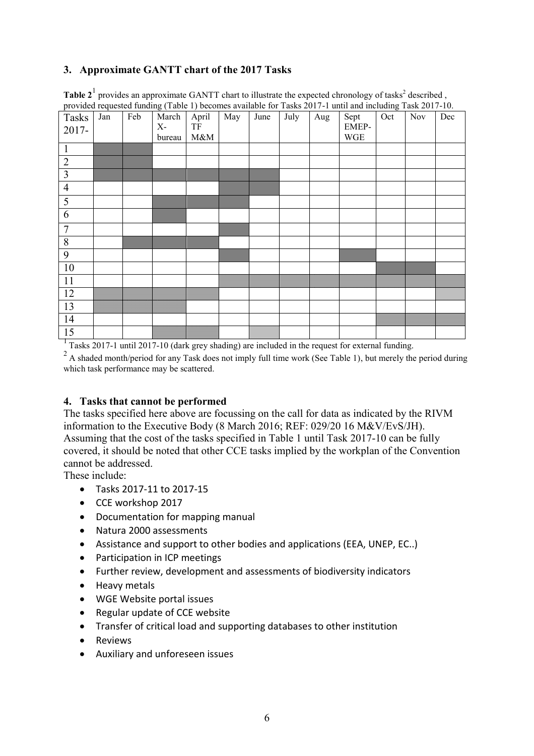## 3. Approximate GANTT chart of the 2017 Tasks

**Table 2**[1] provides an approximate GANTT chart to illustrate the expected chronology of tasks[2] described , provided requested funding (Table 1) becomes available for Tasks 2017-1 until and including Task 2017-10.

| Tasks 2017- | Jan | Feb | March X-bureau | April TF M&M | May | June | July | Aug | Sept EMEP-WGE | Oct | Nov | Dec |
|---|---|---|---|---|---|---|---|---|---|---|---|---|
| 1 | ■ | ■ | | | | | | | | | | |
| 2 | ■ | ■ | | | | | | | | | | |
| 3 | ■ | ■ | ■ | ■ | ■ | ■ | | | | | | |
| 4 | | | | | ■ | ■ | | | | | | |
| 5 | | | ■ | ■ | ■ | | | | | | | |
| 6 | | | ■ | | | | | | | | | |
| 7 | | | | | ■ | | | | | | | |
| 8 | | ■ | ■ | ■ | | | | | | | | |
| 9 | | | | | ■ | | | | ■ | | | |
| 10 | | | | | | | | | | ■ | ■ | |
| 11 | | | | | ▨ | ▨ | ▨ | ▨ | ▨ | ▨ | ▨ | ▨ |
| 12 | ▨ | ▨ | ▨ | ▨ | | | | | | | | ▨ |
| 13 | ▨ | ▨ | ▨ | | | | | | | | | |
| 14 | | | | | | | | | | ▨ | ▨ | ▨ |
| 15 | | | ▨ | ▨ | | ▨ | | | | | | |

[1] Tasks 2017-1 until 2017-10 (dark grey shading) are included in the request for external funding.

[2] A shaded month/period for any Task does not imply full time work (See Table 1), but merely the period during which task performance may be scattered.

## 4. Tasks that cannot be performed

The tasks specified here above are focussing on the call for data as indicated by the RIVM information to the Executive Body (8 March 2016; REF: 029/20 16 M&V/EvS/JH). Assuming that the cost of the tasks specified in Table 1 until Task 2017-10 can be fully covered, it should be noted that other CCE tasks implied by the workplan of the Convention cannot be addressed.

These include:

- Tasks 2017-11 to 2017-15
- CCE workshop 2017
- Documentation for mapping manual
- Natura 2000 assessments
- Assistance and support to other bodies and applications (EEA, UNEP, EC..)
- Participation in ICP meetings
- Further review, development and assessments of biodiversity indicators
- Heavy metals
- WGE Website portal issues
- Regular update of CCE website
- Transfer of critical load and supporting databases to other institution
- Reviews
- Auxiliary and unforeseen issues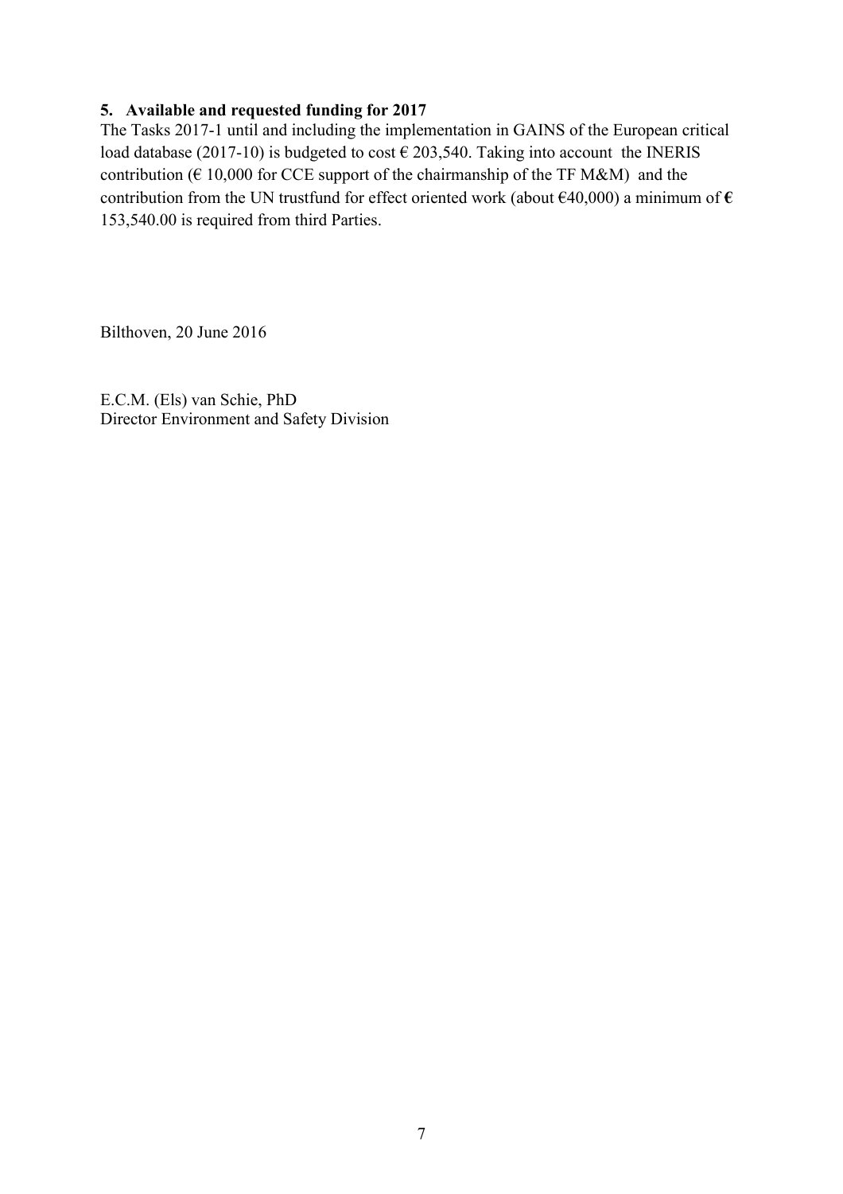## 5. Available and requested funding for 2017

The Tasks 2017-1 until and including the implementation in GAINS of the European critical load database (2017-10) is budgeted to cost € 203,540. Taking into account the INERIS contribution (€ 10,000 for CCE support of the chairmanship of the TF M&M) and the contribution from the UN trustfund for effect oriented work (about €40,000) a minimum of **€** 153,540.00 is required from third Parties.

Bilthoven, 20 June 2016

E.C.M. (Els) van Schie, PhD
Director Environment and Safety Division